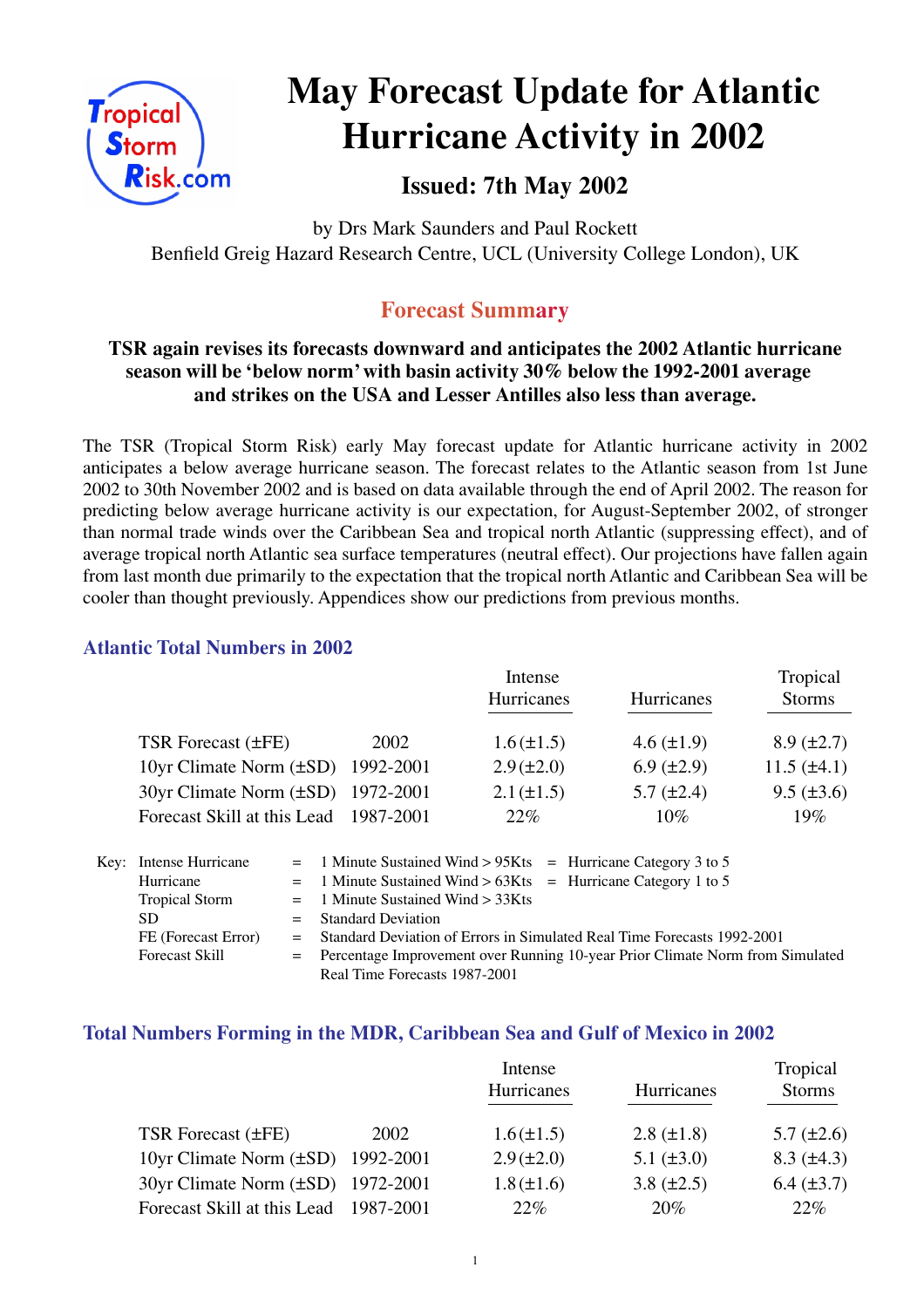# May Forecast Update for Atlantic Hurricane Activity in 2002

## Issued: 7th May 2002

by Drs Mark Saunders and Paul Rockett
Benfield Greig Hazard Research Centre, UCL (University College London), UK

## Forecast Summary

**TSR again revises its forecasts downward and anticipates the 2002 Atlantic hurricane season will be 'below norm' with basin activity 30% below the 1992-2001 average and strikes on the USA and Lesser Antilles also less than average.**

The TSR (Tropical Storm Risk) early May forecast update for Atlantic hurricane activity in 2002 anticipates a below average hurricane season. The forecast relates to the Atlantic season from 1st June 2002 to 30th November 2002 and is based on data available through the end of April 2002. The reason for predicting below average hurricane activity is our expectation, for August-September 2002, of stronger than normal trade winds over the Caribbean Sea and tropical north Atlantic (suppressing effect), and of average tropical north Atlantic sea surface temperatures (neutral effect). Our projections have fallen again from last month due primarily to the expectation that the tropical north Atlantic and Caribbean Sea will be cooler than thought previously. Appendices show our predictions from previous months.

### Atlantic Total Numbers in 2002

| | | Intense Hurricanes | Hurricanes | Tropical Storms |
|---|---|---|---|---|
| TSR Forecast (±FE) | 2002 | 1.6 (±1.5) | 4.6 (±1.9) | 8.9 (±2.7) |
| 10yr Climate Norm (±SD) | 1992-2001 | 2.9 (±2.0) | 6.9 (±2.9) | 11.5 (±4.1) |
| 30yr Climate Norm (±SD) | 1972-2001 | 2.1 (±1.5) | 5.7 (±2.4) | 9.5 (±3.6) |
| Forecast Skill at this Lead | 1987-2001 | 22% | 10% | 19% |

Key:

| | | | | |
|---|---|---|---|---|
| Intense Hurricane | = | 1 Minute Sustained Wind > 95Kts | = | Hurricane Category 3 to 5 |
| Hurricane | = | 1 Minute Sustained Wind > 63Kts | = | Hurricane Category 1 to 5 |
| Tropical Storm | = | 1 Minute Sustained Wind > 33Kts | | |
| SD | = | Standard Deviation | | |
| FE (Forecast Error) | = | Standard Deviation of Errors in Simulated Real Time Forecasts 1992-2001 | | |
| Forecast Skill | = | Percentage Improvement over Running 10-year Prior Climate Norm from Simulated Real Time Forecasts 1987-2001 | | |

### Total Numbers Forming in the MDR, Caribbean Sea and Gulf of Mexico in 2002

| | | Intense Hurricanes | Hurricanes | Tropical Storms |
|---|---|---|---|---|
| TSR Forecast (±FE) | 2002 | 1.6 (±1.5) | 2.8 (±1.8) | 5.7 (±2.6) |
| 10yr Climate Norm (±SD) | 1992-2001 | 2.9 (±2.0) | 5.1 (±3.0) | 8.3 (±4.3) |
| 30yr Climate Norm (±SD) | 1972-2001 | 1.8 (±1.6) | 3.8 (±2.5) | 6.4 (±3.7) |
| Forecast Skill at this Lead | 1987-2001 | 22% | 20% | 22% |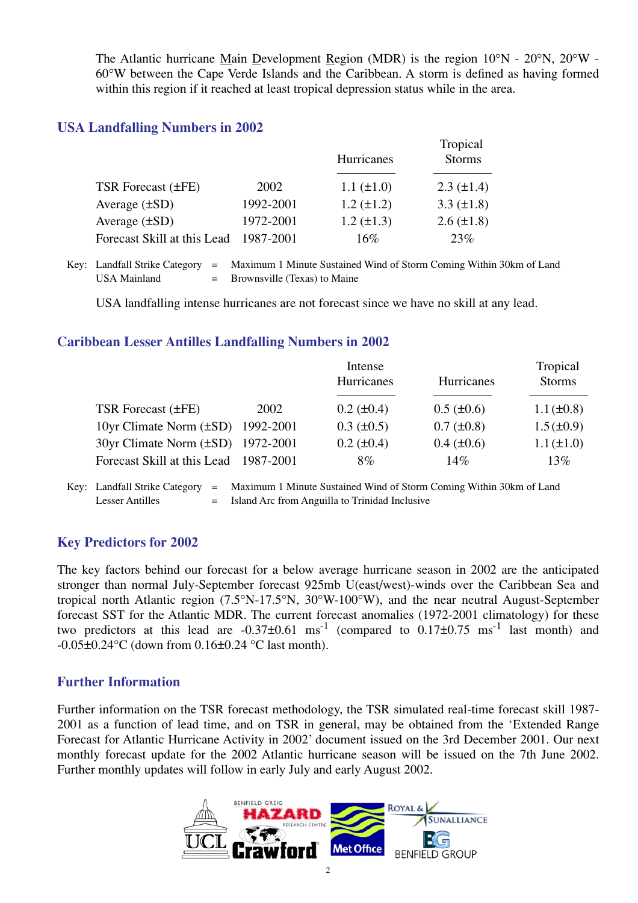The Atlantic hurricane Main Development Region (MDR) is the region 10°N - 20°N, 20°W - 60°W between the Cape Verde Islands and the Caribbean. A storm is defined as having formed within this region if it reached at least tropical depression status while in the area.

## USA Landfalling Numbers in 2002

| | | Hurricanes | Tropical Storms |
|---|---|---|---|
| TSR Forecast (±FE) | 2002 | 1.1 (±1.0) | 2.3 (±1.4) |
| Average (±SD) | 1992-2001 | 1.2 (±1.2) | 3.3 (±1.8) |
| Average (±SD) | 1972-2001 | 1.2 (±1.3) | 2.6 (±1.8) |
| Forecast Skill at this Lead | 1987-2001 | 16% | 23% |

Key: Landfall Strike Category = Maximum 1 Minute Sustained Wind of Storm Coming Within 30km of Land
USA Mainland = Brownsville (Texas) to Maine

USA landfalling intense hurricanes are not forecast since we have no skill at any lead.

## Caribbean Lesser Antilles Landfalling Numbers in 2002

| | | Intense Hurricanes | Hurricanes | Tropical Storms |
|---|---|---|---|---|
| TSR Forecast (±FE) | 2002 | 0.2 (±0.4) | 0.5 (±0.6) | 1.1 (±0.8) |
| 10yr Climate Norm (±SD) | 1992-2001 | 0.3 (±0.5) | 0.7 (±0.8) | 1.5 (±0.9) |
| 30yr Climate Norm (±SD) | 1972-2001 | 0.2 (±0.4) | 0.4 (±0.6) | 1.1 (±1.0) |
| Forecast Skill at this Lead | 1987-2001 | 8% | 14% | 13% |

Key: Landfall Strike Category = Maximum 1 Minute Sustained Wind of Storm Coming Within 30km of Land
Lesser Antilles = Island Arc from Anguilla to Trinidad Inclusive

## Key Predictors for 2002

The key factors behind our forecast for a below average hurricane season in 2002 are the anticipated stronger than normal July-September forecast 925mb U(east/west)-winds over the Caribbean Sea and tropical north Atlantic region (7.5°N-17.5°N, 30°W-100°W), and the near neutral August-September forecast SST for the Atlantic MDR. The current forecast anomalies (1972-2001 climatology) for these two predictors at this lead are -0.37±0.61 $ms^{-1}$ (compared to 0.17±0.75 $ms^{-1}$ last month) and -0.05±0.24°C (down from 0.16±0.24 °C last month).

## Further Information

Further information on the TSR forecast methodology, the TSR simulated real-time forecast skill 1987-2001 as a function of lead time, and on TSR in general, may be obtained from the 'Extended Range Forecast for Atlantic Hurricane Activity in 2002' document issued on the 3rd December 2001. Our next monthly forecast update for the 2002 Atlantic hurricane season will be issued on the 7th June 2002. Further monthly updates will follow in early July and early August 2002.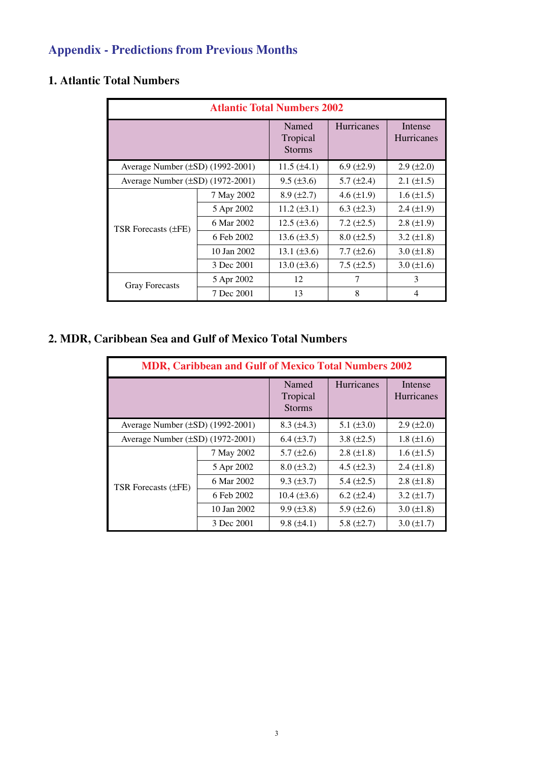# Appendix - Predictions from Previous Months

## 1. Atlantic Total Numbers

| Atlantic Total Numbers 2002 | | | | |
|---|---|---|---|---|
| | | Named Tropical Storms | Hurricanes | Intense Hurricanes |
| Average Number (±SD) (1992-2001) | | 11.5 (±4.1) | 6.9 (±2.9) | 2.9 (±2.0) |
| Average Number (±SD) (1972-2001) | | 9.5 (±3.6) | 5.7 (±2.4) | 2.1 (±1.5) |
| TSR Forecasts (±FE) | 7 May 2002 | 8.9 (±2.7) | 4.6 (±1.9) | 1.6 (±1.5) |
| | 5 Apr 2002 | 11.2 (±3.1) | 6.3 (±2.3) | 2.4 (±1.9) |
| | 6 Mar 2002 | 12.5 (±3.6) | 7.2 (±2.5) | 2.8 (±1.9) |
| | 6 Feb 2002 | 13.6 (±3.5) | 8.0 (±2.5) | 3.2 (±1.8) |
| | 10 Jan 2002 | 13.1 (±3.6) | 7.7 (±2.6) | 3.0 (±1.8) |
| | 3 Dec 2001 | 13.0 (±3.6) | 7.5 (±2.5) | 3.0 (±1.6) |
| Gray Forecasts | 5 Apr 2002 | 12 | 7 | 3 |
| | 7 Dec 2001 | 13 | 8 | 4 |

## 2. MDR, Caribbean Sea and Gulf of Mexico Total Numbers

| MDR, Caribbean and Gulf of Mexico Total Numbers 2002 | | | | |
|---|---|---|---|---|
| | | Named Tropical Storms | Hurricanes | Intense Hurricanes |
| Average Number (±SD) (1992-2001) | | 8.3 (±4.3) | 5.1 (±3.0) | 2.9 (±2.0) |
| Average Number (±SD) (1972-2001) | | 6.4 (±3.7) | 3.8 (±2.5) | 1.8 (±1.6) |
| TSR Forecasts (±FE) | 7 May 2002 | 5.7 (±2.6) | 2.8 (±1.8) | 1.6 (±1.5) |
| | 5 Apr 2002 | 8.0 (±3.2) | 4.5 (±2.3) | 2.4 (±1.8) |
| | 6 Mar 2002 | 9.3 (±3.7) | 5.4 (±2.5) | 2.8 (±1.8) |
| | 6 Feb 2002 | 10.4 (±3.6) | 6.2 (±2.4) | 3.2 (±1.7) |
| | 10 Jan 2002 | 9.9 (±3.8) | 5.9 (±2.6) | 3.0 (±1.8) |
| | 3 Dec 2001 | 9.8 (±4.1) | 5.8 (±2.7) | 3.0 (±1.7) |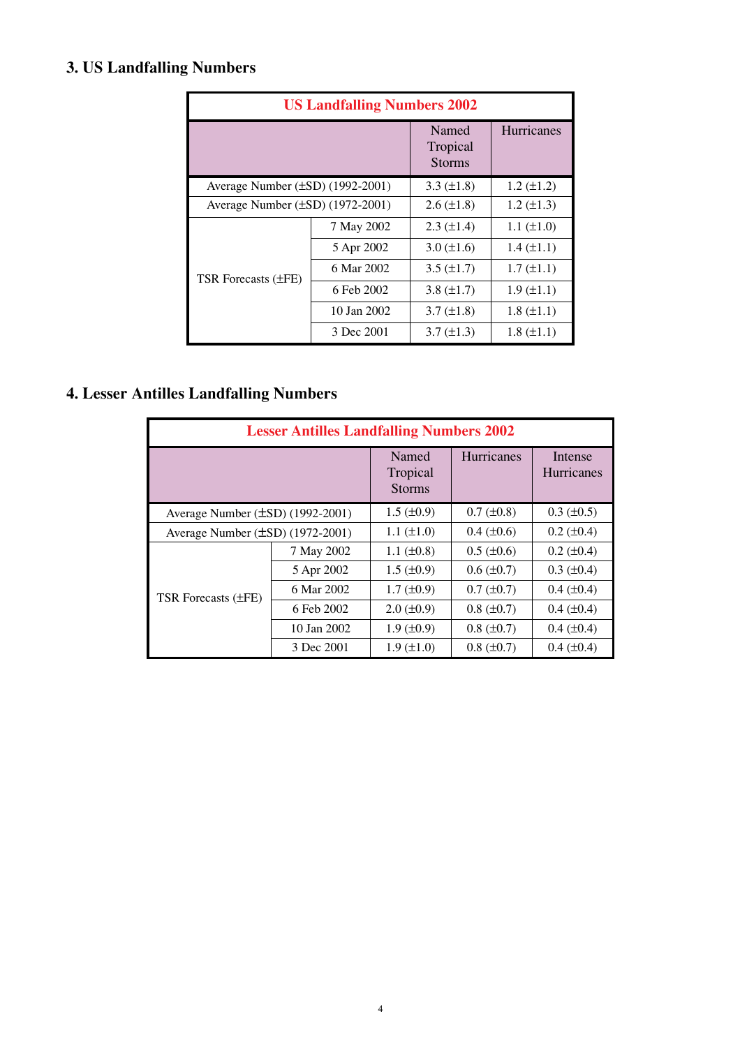## 3. US Landfalling Numbers

| US Landfalling Numbers 2002 | | | |
|---|---|---|---|
| | | Named Tropical Storms | Hurricanes |
| Average Number (±SD) (1992-2001) | | 3.3 (±1.8) | 1.2 (±1.2) |
| Average Number (±SD) (1972-2001) | | 2.6 (±1.8) | 1.2 (±1.3) |
| TSR Forecasts (±FE) | 7 May 2002 | 2.3 (±1.4) | 1.1 (±1.0) |
| | 5 Apr 2002 | 3.0 (±1.6) | 1.4 (±1.1) |
| | 6 Mar 2002 | 3.5 (±1.7) | 1.7 (±1.1) |
| | 6 Feb 2002 | 3.8 (±1.7) | 1.9 (±1.1) |
| | 10 Jan 2002 | 3.7 (±1.8) | 1.8 (±1.1) |
| | 3 Dec 2001 | 3.7 (±1.3) | 1.8 (±1.1) |

## 4. Lesser Antilles Landfalling Numbers

| Lesser Antilles Landfalling Numbers 2002 | | | | |
|---|---|---|---|---|
| | | Named Tropical Storms | Hurricanes | Intense Hurricanes |
| Average Number (±SD) (1992-2001) | | 1.5 (±0.9) | 0.7 (±0.8) | 0.3 (±0.5) |
| Average Number (±SD) (1972-2001) | | 1.1 (±1.0) | 0.4 (±0.6) | 0.2 (±0.4) |
| TSR Forecasts (±FE) | 7 May 2002 | 1.1 (±0.8) | 0.5 (±0.6) | 0.2 (±0.4) |
| | 5 Apr 2002 | 1.5 (±0.9) | 0.6 (±0.7) | 0.3 (±0.4) |
| | 6 Mar 2002 | 1.7 (±0.9) | 0.7 (±0.7) | 0.4 (±0.4) |
| | 6 Feb 2002 | 2.0 (±0.9) | 0.8 (±0.7) | 0.4 (±0.4) |
| | 10 Jan 2002 | 1.9 (±0.9) | 0.8 (±0.7) | 0.4 (±0.4) |
| | 3 Dec 2001 | 1.9 (±1.0) | 0.8 (±0.7) | 0.4 (±0.4) |